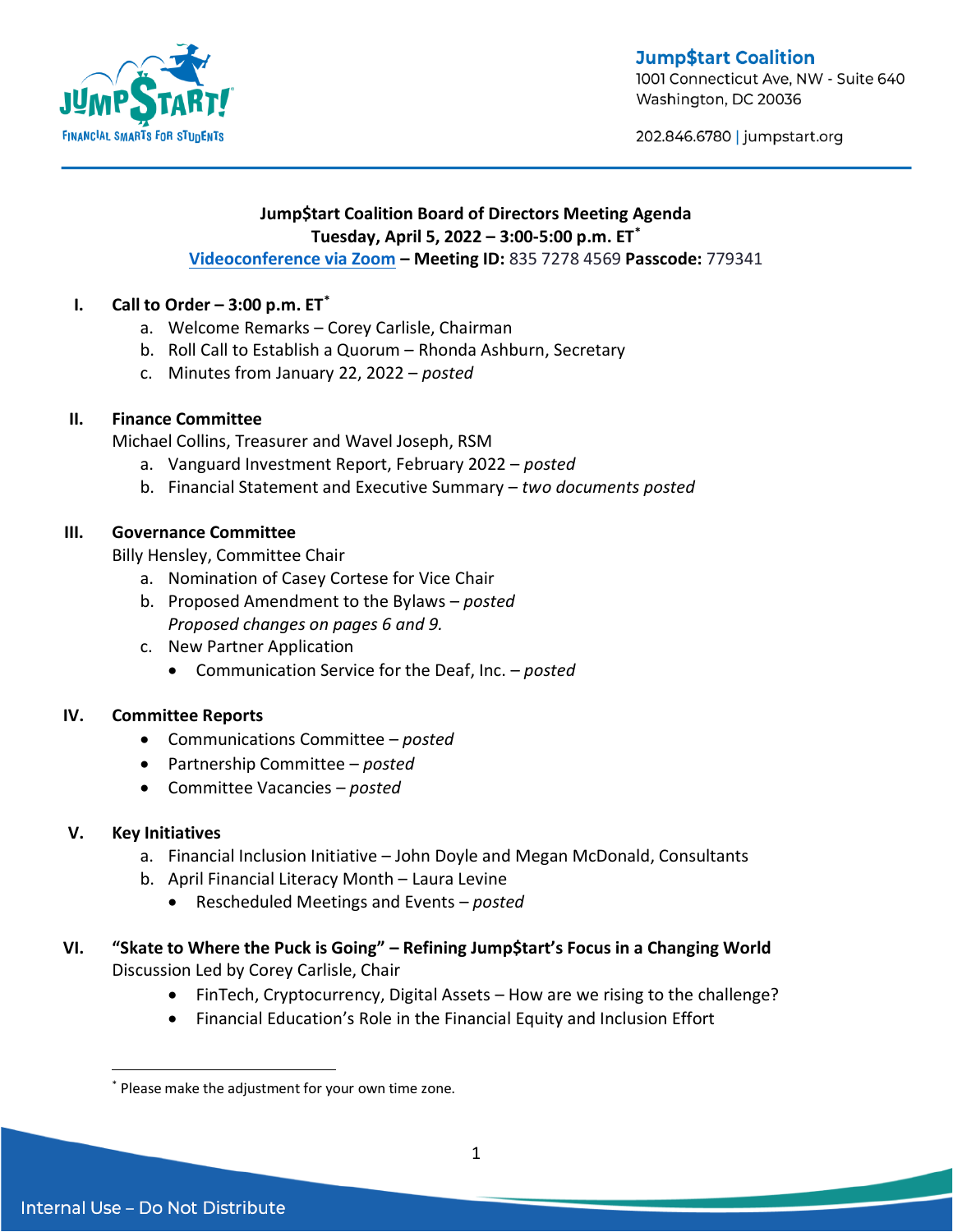Jump$tart Coalition
1001 Connecticut Ave, NW - Suite 640
Washington, DC 20036

202.846.6780 | jumpstart.org

# Jump$tart Coalition Board of Directors Meeting Agenda

**Tuesday, April 5, 2022 – 3:00-5:00 p.m. ET***

Videoconference via Zoom – **Meeting ID:** 835 7278 4569 **Passcode:** 779341

## I. Call to Order – 3:00 p.m. ET*

a. Welcome Remarks – Corey Carlisle, Chairman
b. Roll Call to Establish a Quorum – Rhonda Ashburn, Secretary
c. Minutes from January 22, 2022 – *posted*

## II. Finance Committee

Michael Collins, Treasurer and Wavel Joseph, RSM

a. Vanguard Investment Report, February 2022 – *posted*
b. Financial Statement and Executive Summary – *two documents posted*

## III. Governance Committee

Billy Hensley, Committee Chair

a. Nomination of Casey Cortese for Vice Chair
b. Proposed Amendment to the Bylaws – *posted*
   *Proposed changes on pages 6 and 9.*
c. New Partner Application
   - Communication Service for the Deaf, Inc. – *posted*

## IV. Committee Reports

- Communications Committee – *posted*
- Partnership Committee – *posted*
- Committee Vacancies – *posted*

## V. Key Initiatives

a. Financial Inclusion Initiative – John Doyle and Megan McDonald, Consultants
b. April Financial Literacy Month – Laura Levine
   - Rescheduled Meetings and Events – *posted*

## VI. "Skate to Where the Puck is Going" – Refining Jump$tart's Focus in a Changing World

Discussion Led by Corey Carlisle, Chair

- FinTech, Cryptocurrency, Digital Assets – How are we rising to the challenge?
- Financial Education's Role in the Financial Equity and Inclusion Effort

* Please make the adjustment for your own time zone.

Internal Use – Do Not Distribute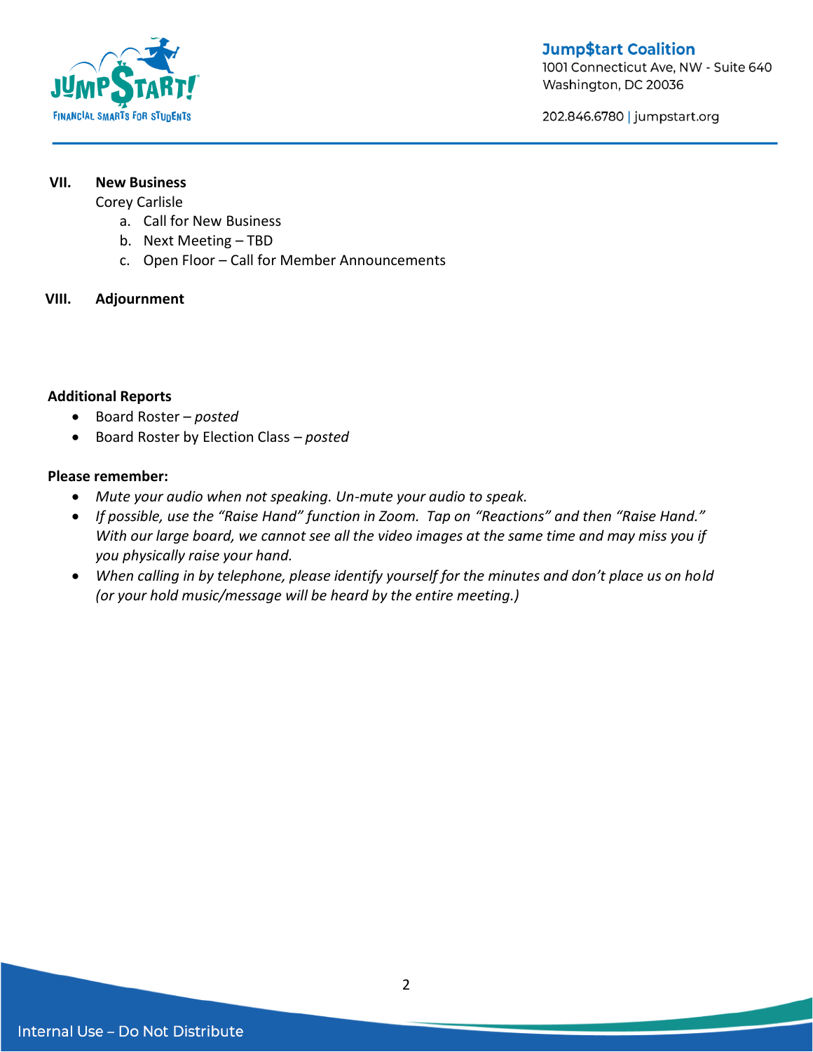VII. **New Business**

Corey Carlisle

a. Call for New Business
b. Next Meeting – TBD
c. Open Floor – Call for Member Announcements

VIII. **Adjournment**

**Additional Reports**

- Board Roster – *posted*
- Board Roster by Election Class – *posted*

**Please remember:**

- *Mute your audio when not speaking. Un-mute your audio to speak.*
- *If possible, use the "Raise Hand" function in Zoom. Tap on "Reactions" and then "Raise Hand." With our large board, we cannot see all the video images at the same time and may miss you if you physically raise your hand.*
- *When calling in by telephone, please identify yourself for the minutes and don't place us on hold (or your hold music/message will be heard by the entire meeting.)*